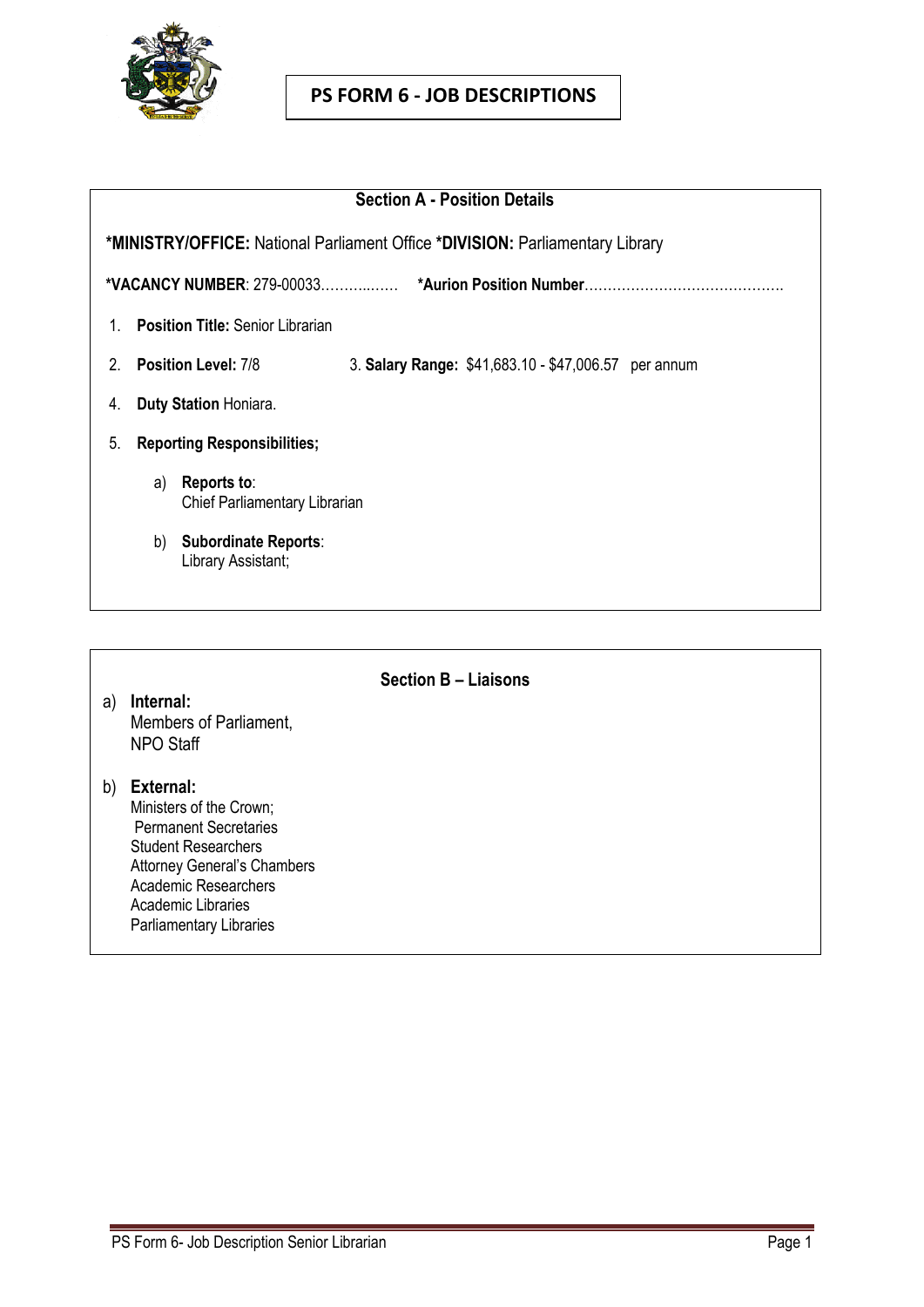# PS FORM 6 - JOB DESCRIPTIONS

## Section A - Position Details

***MINISTRY/OFFICE:** National Parliament Office ***DIVISION:** Parliamentary Library

***VACANCY NUMBER**: 279-00033…………… ***Aurion Position Number**……………………………………

1. **Position Title:** Senior Librarian
2. **Position Level:** 7/8 3. **Salary Range:** $41,683.10 - $47,006.57 per annum
4. **Duty Station** Honiara.
5. **Reporting Responsibilities;**
   a) **Reports to**:
   Chief Parliamentary Librarian

   b) **Subordinate Reports**:
   Library Assistant;

## Section B – Liaisons

a) **Internal:**
Members of Parliament,
NPO Staff

b) **External:**
Ministers of the Crown;
Permanent Secretaries
Student Researchers
Attorney General's Chambers
Academic Researchers
Academic Libraries
Parliamentary Libraries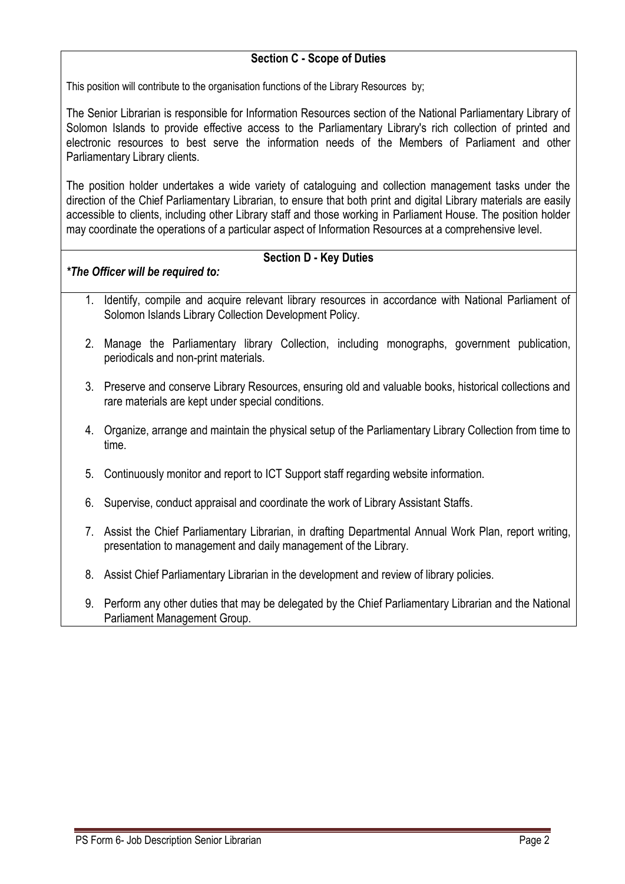## Section C - Scope of Duties

This position will contribute to the organisation functions of the Library Resources by;

The Senior Librarian is responsible for Information Resources section of the National Parliamentary Library of Solomon Islands to provide effective access to the Parliamentary Library's rich collection of printed and electronic resources to best serve the information needs of the Members of Parliament and other Parliamentary Library clients.

The position holder undertakes a wide variety of cataloguing and collection management tasks under the direction of the Chief Parliamentary Librarian, to ensure that both print and digital Library materials are easily accessible to clients, including other Library staff and those working in Parliament House. The position holder may coordinate the operations of a particular aspect of Information Resources at a comprehensive level.

## Section D - Key Duties

***The Officer will be required to:**

1. Identify, compile and acquire relevant library resources in accordance with National Parliament of Solomon Islands Library Collection Development Policy.
2. Manage the Parliamentary library Collection, including monographs, government publication, periodicals and non-print materials.
3. Preserve and conserve Library Resources, ensuring old and valuable books, historical collections and rare materials are kept under special conditions.
4. Organize, arrange and maintain the physical setup of the Parliamentary Library Collection from time to time.
5. Continuously monitor and report to ICT Support staff regarding website information.
6. Supervise, conduct appraisal and coordinate the work of Library Assistant Staffs.
7. Assist the Chief Parliamentary Librarian, in drafting Departmental Annual Work Plan, report writing, presentation to management and daily management of the Library.
8. Assist Chief Parliamentary Librarian in the development and review of library policies.
9. Perform any other duties that may be delegated by the Chief Parliamentary Librarian and the National Parliament Management Group.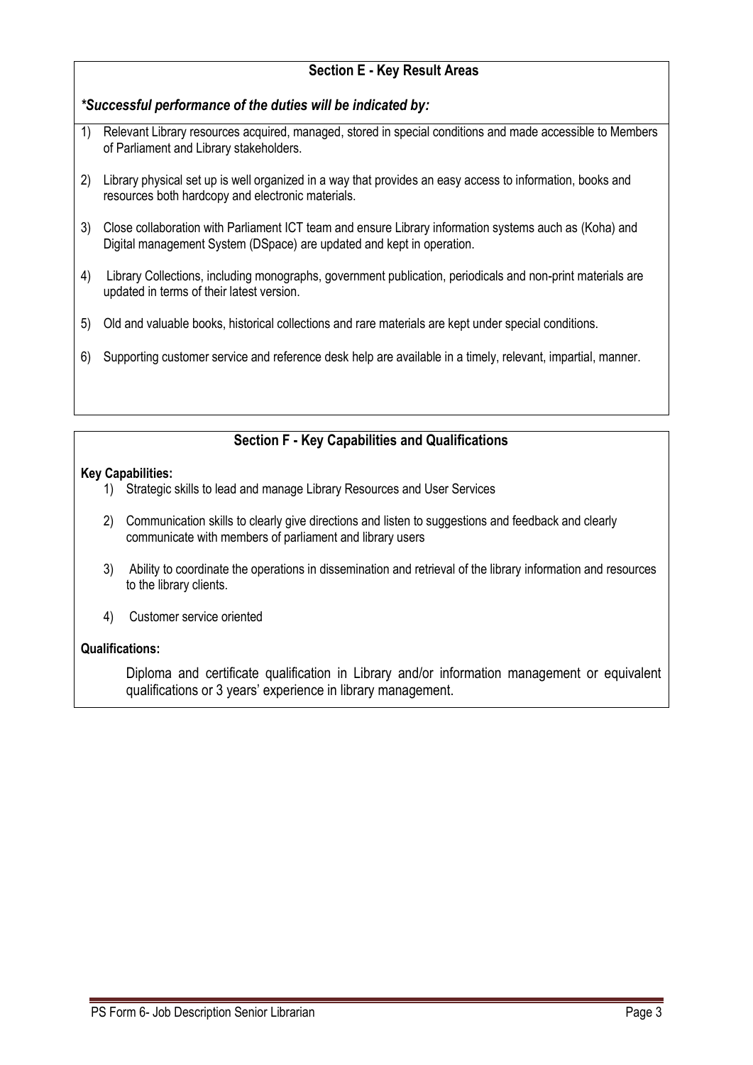## Section E - Key Result Areas

***Successful performance of the duties will be indicated by:***

1) Relevant Library resources acquired, managed, stored in special conditions and made accessible to Members of Parliament and Library stakeholders.

2) Library physical set up is well organized in a way that provides an easy access to information, books and resources both hardcopy and electronic materials.

3) Close collaboration with Parliament ICT team and ensure Library information systems auch as (Koha) and Digital management System (DSpace) are updated and kept in operation.

4) Library Collections, including monographs, government publication, periodicals and non-print materials are updated in terms of their latest version.

5) Old and valuable books, historical collections and rare materials are kept under special conditions.

6) Supporting customer service and reference desk help are available in a timely, relevant, impartial, manner.

## Section F - Key Capabilities and Qualifications

**Key Capabilities:**

1) Strategic skills to lead and manage Library Resources and User Services

2) Communication skills to clearly give directions and listen to suggestions and feedback and clearly communicate with members of parliament and library users

3) Ability to coordinate the operations in dissemination and retrieval of the library information and resources to the library clients.

4) Customer service oriented

**Qualifications:**

Diploma and certificate qualification in Library and/or information management or equivalent qualifications or 3 years' experience in library management.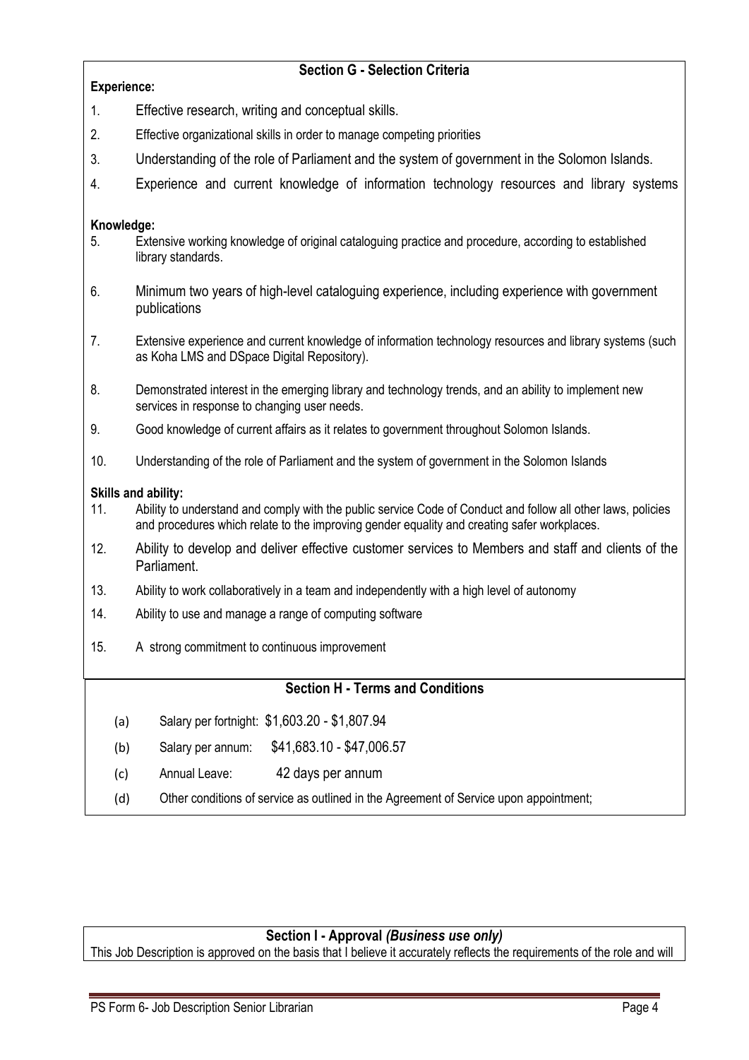## Section G - Selection Criteria

**Experience:**

1. Effective research, writing and conceptual skills.
2. Effective organizational skills in order to manage competing priorities
3. Understanding of the role of Parliament and the system of government in the Solomon Islands.
4. Experience and current knowledge of information technology resources and library systems

**Knowledge:**

5. Extensive working knowledge of original cataloguing practice and procedure, according to established library standards.
6. Minimum two years of high-level cataloguing experience, including experience with government publications
7. Extensive experience and current knowledge of information technology resources and library systems (such as Koha LMS and DSpace Digital Repository).
8. Demonstrated interest in the emerging library and technology trends, and an ability to implement new services in response to changing user needs.
9. Good knowledge of current affairs as it relates to government throughout Solomon Islands.
10. Understanding of the role of Parliament and the system of government in the Solomon Islands

**Skills and ability:**

11. Ability to understand and comply with the public service Code of Conduct and follow all other laws, policies and procedures which relate to the improving gender equality and creating safer workplaces.
12. Ability to develop and deliver effective customer services to Members and staff and clients of the Parliament.
13. Ability to work collaboratively in a team and independently with a high level of autonomy
14. Ability to use and manage a range of computing software
15. A strong commitment to continuous improvement

## Section H - Terms and Conditions

(a) Salary per fortnight: $1,603.20 - $1,807.94

(b) Salary per annum: $41,683.10 - $47,006.57

(c) Annual Leave: 42 days per annum

(d) Other conditions of service as outlined in the Agreement of Service upon appointment;

## Section I - Approval *(Business use only)*

This Job Description is approved on the basis that I believe it accurately reflects the requirements of the role and will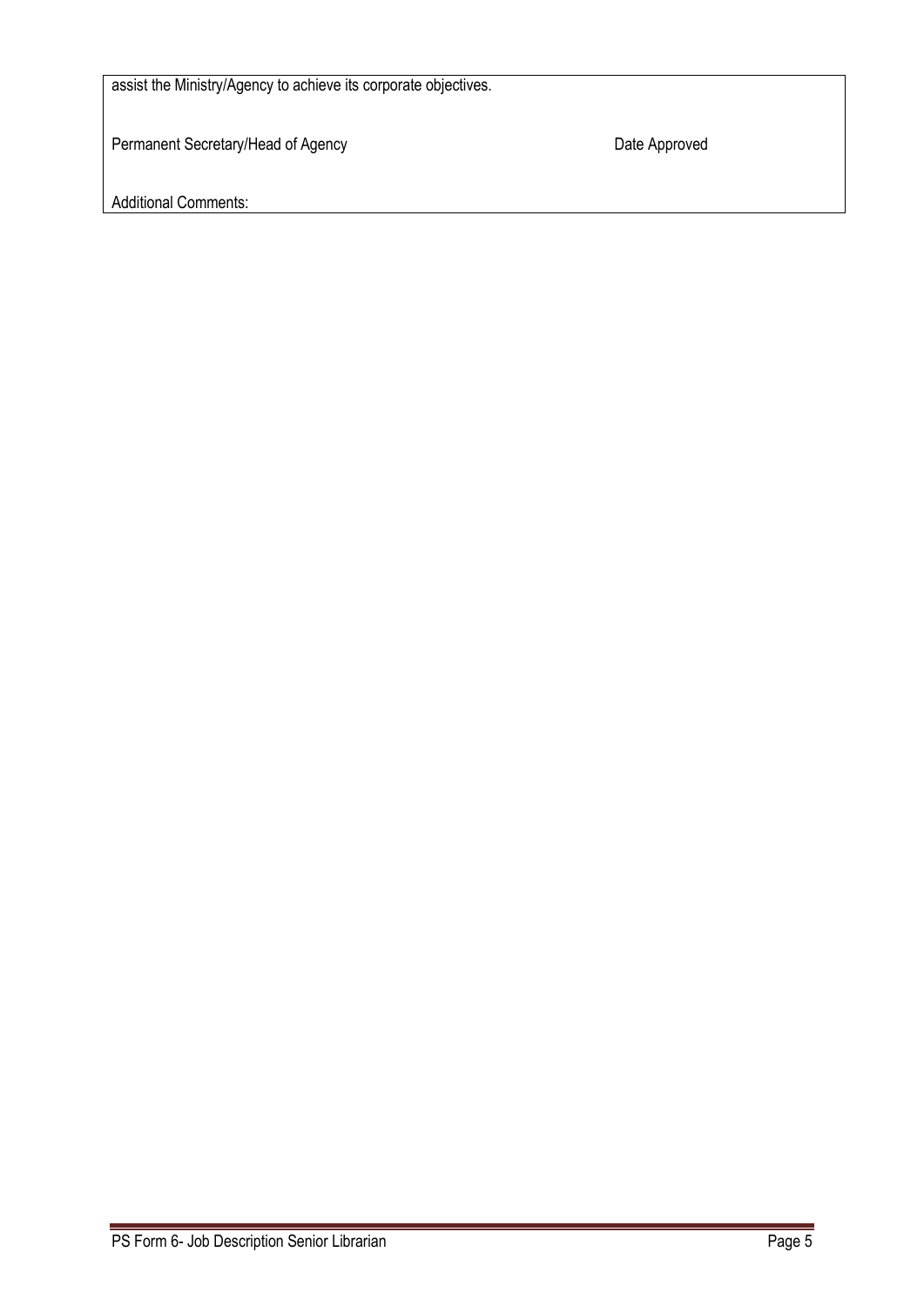assist the Ministry/Agency to achieve its corporate objectives.

Permanent Secretary/Head of Agency Date Approved

Additional Comments: